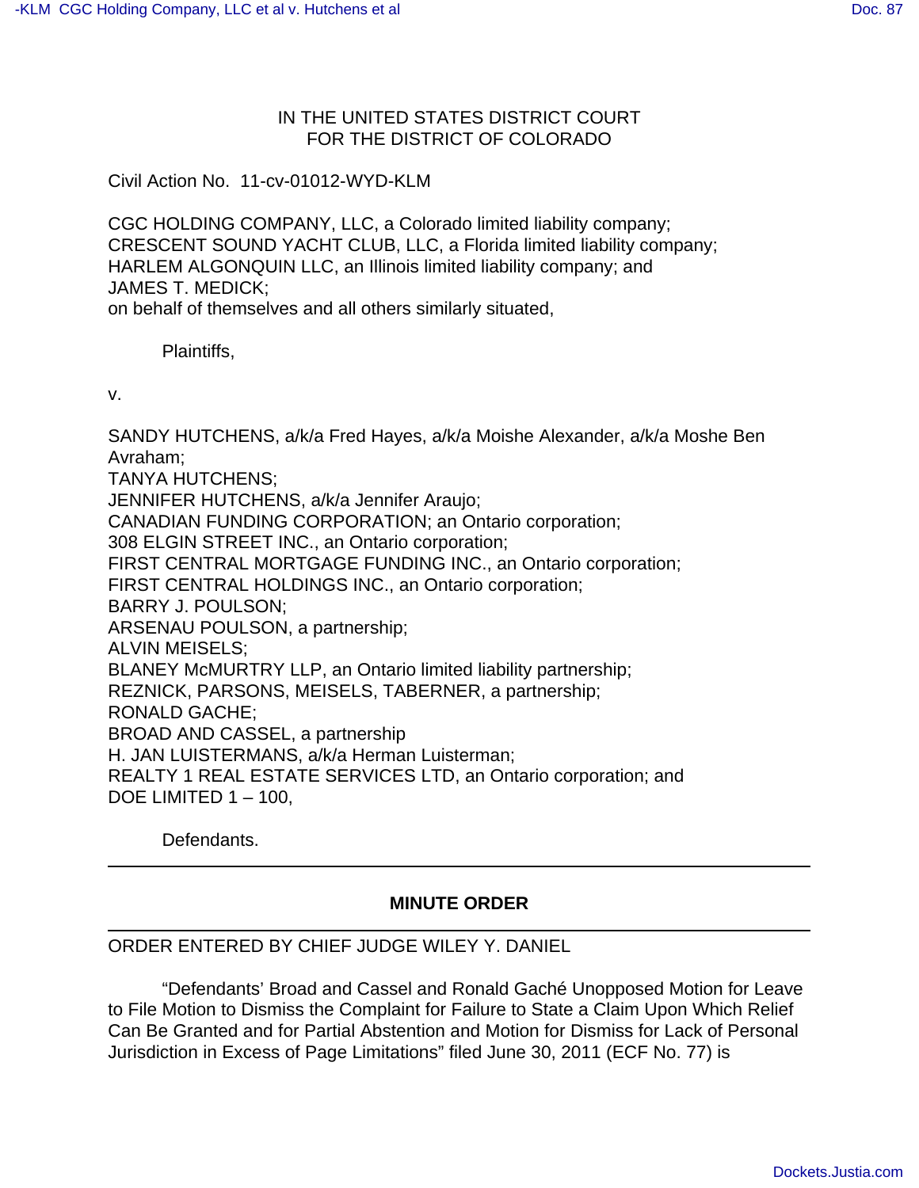IN THE UNITED STATES DISTRICT COURT
FOR THE DISTRICT OF COLORADO

Civil Action No. 11-cv-01012-WYD-KLM

CGC HOLDING COMPANY, LLC, a Colorado limited liability company;
CRESCENT SOUND YACHT CLUB, LLC, a Florida limited liability company;
HARLEM ALGONQUIN LLC, an Illinois limited liability company; and
JAMES T. MEDICK;
on behalf of themselves and all others similarly situated,

Plaintiffs,

v.

SANDY HUTCHENS, a/k/a Fred Hayes, a/k/a Moishe Alexander, a/k/a Moshe Ben Avraham;
TANYA HUTCHENS;
JENNIFER HUTCHENS, a/k/a Jennifer Araujo;
CANADIAN FUNDING CORPORATION; an Ontario corporation;
308 ELGIN STREET INC., an Ontario corporation;
FIRST CENTRAL MORTGAGE FUNDING INC., an Ontario corporation;
FIRST CENTRAL HOLDINGS INC., an Ontario corporation;
BARRY J. POULSON;
ARSENAU POULSON, a partnership;
ALVIN MEISELS;
BLANEY McMURTRY LLP, an Ontario limited liability partnership;
REZNICK, PARSONS, MEISELS, TABERNER, a partnership;
RONALD GACHE;
BROAD AND CASSEL, a partnership
H. JAN LUISTERMANS, a/k/a Herman Luisterman;
REALTY 1 REAL ESTATE SERVICES LTD, an Ontario corporation; and
DOE LIMITED 1 – 100,

Defendants.

---

**MINUTE ORDER**

---

ORDER ENTERED BY CHIEF JUDGE WILEY Y. DANIEL

"Defendants' Broad and Cassel and Ronald Gaché Unopposed Motion for Leave to File Motion to Dismiss the Complaint for Failure to State a Claim Upon Which Relief Can Be Granted and for Partial Abstention and Motion for Dismiss for Lack of Personal Jurisdiction in Excess of Page Limitations" filed June 30, 2011 (ECF No. 77) is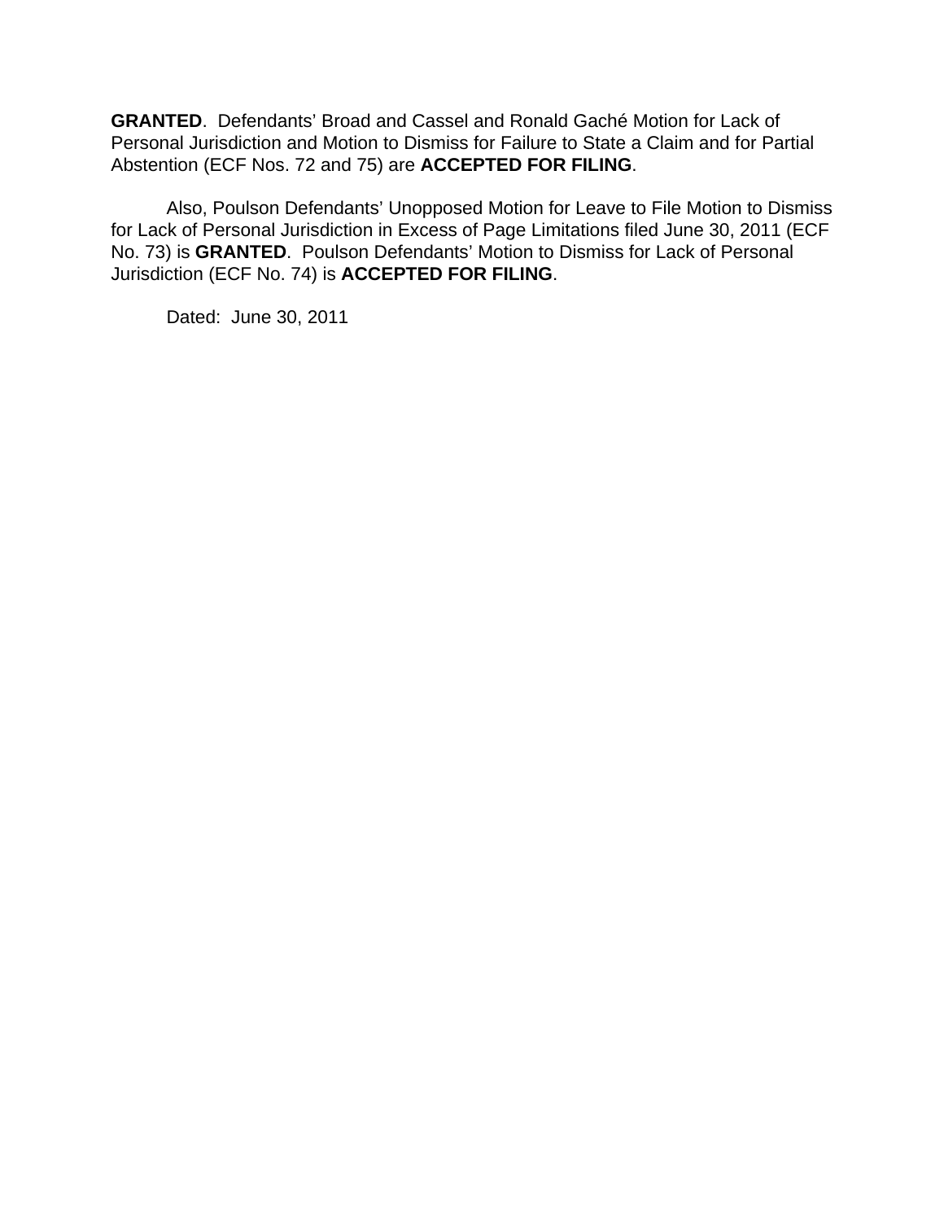**GRANTED**. Defendants' Broad and Cassel and Ronald Gaché Motion for Lack of Personal Jurisdiction and Motion to Dismiss for Failure to State a Claim and for Partial Abstention (ECF Nos. 72 and 75) are **ACCEPTED FOR FILING**.

Also, Poulson Defendants' Unopposed Motion for Leave to File Motion to Dismiss for Lack of Personal Jurisdiction in Excess of Page Limitations filed June 30, 2011 (ECF No. 73) is **GRANTED**. Poulson Defendants' Motion to Dismiss for Lack of Personal Jurisdiction (ECF No. 74) is **ACCEPTED FOR FILING**.

Dated: June 30, 2011